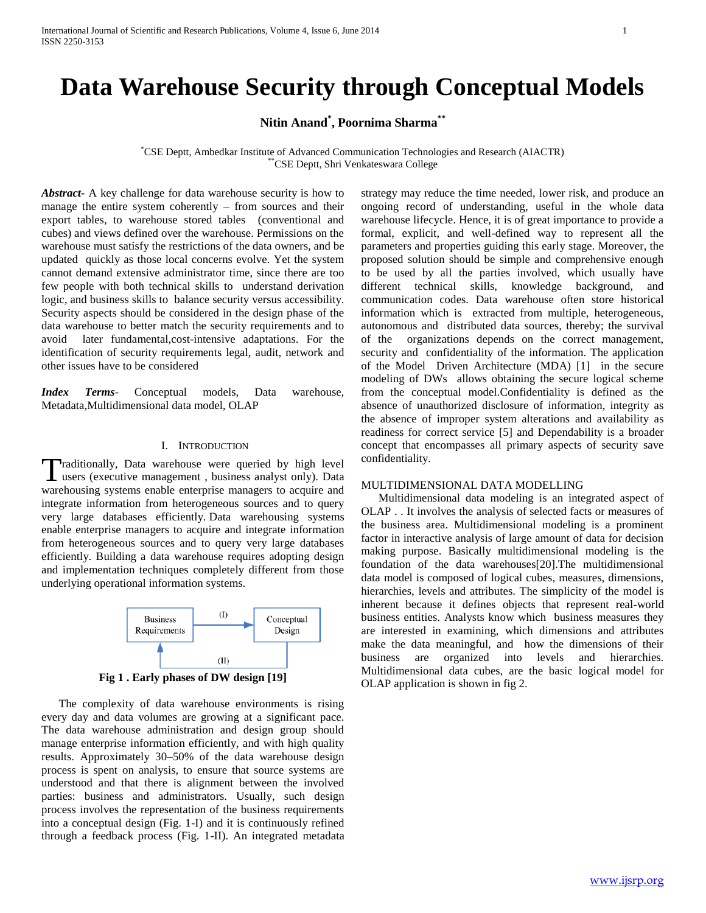# Data Warehouse Security through Conceptual Models

**Nitin Anand*, Poornima Sharma****

*CSE Deptt, Ambedkar Institute of Advanced Communication Technologies and Research (AIACTR)
**CSE Deptt, Shri Venkateswara College

***Abstract***- A key challenge for data warehouse security is how to manage the entire system coherently – from sources and their export tables, to warehouse stored tables (conventional and cubes) and views defined over the warehouse. Permissions on the warehouse must satisfy the restrictions of the data owners, and be updated quickly as those local concerns evolve. Yet the system cannot demand extensive administrator time, since there are too few people with both technical skills to understand derivation logic, and business skills to balance security versus accessibility. Security aspects should be considered in the design phase of the data warehouse to better match the security requirements and to avoid later fundamental,cost-intensive adaptations. For the identification of security requirements legal, audit, network and other issues have to be considered

***Index Terms***- Conceptual models, Data warehouse, Metadata,Multidimensional data model, OLAP

## I. Introduction

Traditionally, Data warehouse were queried by high level users (executive management , business analyst only). Data warehousing systems enable enterprise managers to acquire and integrate information from heterogeneous sources and to query very large databases efficiently. Data warehousing systems enable enterprise managers to acquire and integrate information from heterogeneous sources and to query very large databases efficiently. Building a data warehouse requires adopting design and implementation techniques completely different from those underlying operational information systems.

Business Requirements → (I) → Conceptual Design; Conceptual Design → (II) → Business Requirements

**Fig 1 . Early phases of DW design [19]**

The complexity of data warehouse environments is rising every day and data volumes are growing at a significant pace. The data warehouse administration and design group should manage enterprise information efficiently, and with high quality results. Approximately 30–50% of the data warehouse design process is spent on analysis, to ensure that source systems are understood and that there is alignment between the involved parties: business and administrators. Usually, such design process involves the representation of the business requirements into a conceptual design (Fig. 1-I) and it is continuously refined through a feedback process (Fig. 1-II). An integrated metadata strategy may reduce the time needed, lower risk, and produce an ongoing record of understanding, useful in the whole data warehouse lifecycle. Hence, it is of great importance to provide a formal, explicit, and well-defined way to represent all the parameters and properties guiding this early stage. Moreover, the proposed solution should be simple and comprehensive enough to be used by all the parties involved, which usually have different technical skills, knowledge background, and communication codes. Data warehouse often store historical information which is extracted from multiple, heterogeneous, autonomous and distributed data sources, thereby; the survival of the organizations depends on the correct management, security and confidentiality of the information. The application of the Model Driven Architecture (MDA) [1] in the secure modeling of DWs allows obtaining the secure logical scheme from the conceptual model.Confidentiality is defined as the absence of unauthorized disclosure of information, integrity as the absence of improper system alterations and availability as readiness for correct service [5] and Dependability is a broader concept that encompasses all primary aspects of security save confidentiality.

## MULTIDIMENSIONAL DATA MODELLING

Multidimensional data modeling is an integrated aspect of OLAP . . It involves the analysis of selected facts or measures of the business area. Multidimensional modeling is a prominent factor in interactive analysis of large amount of data for decision making purpose. Basically multidimensional modeling is the foundation of the data warehouses[20].The multidimensional data model is composed of logical cubes, measures, dimensions, hierarchies, levels and attributes. The simplicity of the model is inherent because it defines objects that represent real-world business entities. Analysts know which business measures they are interested in examining, which dimensions and attributes make the data meaningful, and how the dimensions of their business are organized into levels and hierarchies. Multidimensional data cubes, are the basic logical model for OLAP application is shown in fig 2.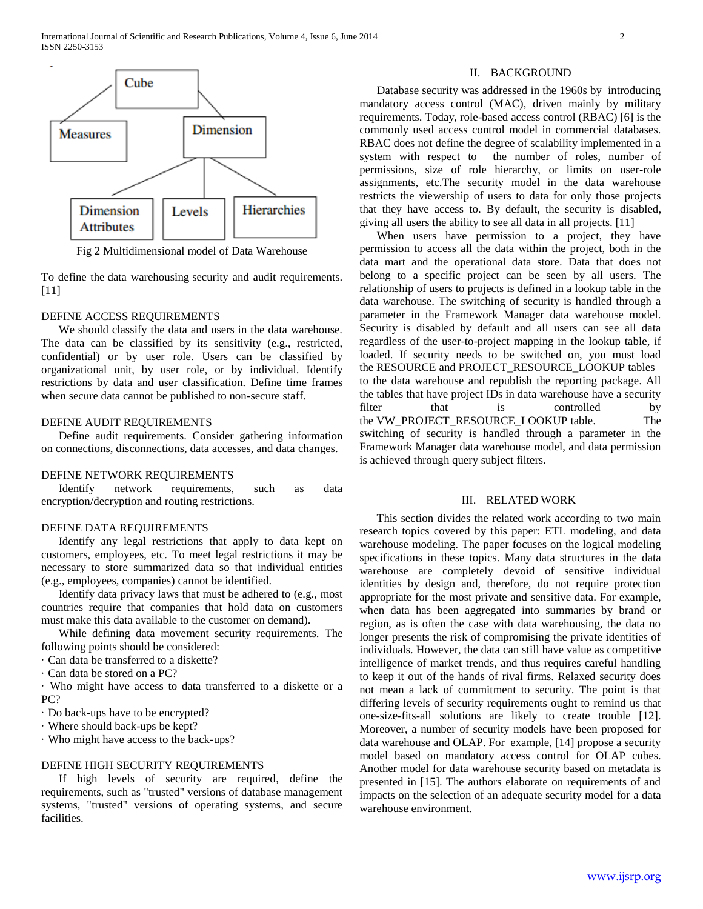Fig 2 Multidimensional model of Data Warehouse

To define the data warehousing security and audit requirements. [11]

DEFINE ACCESS REQUIREMENTS

We should classify the data and users in the data warehouse. The data can be classified by its sensitivity (e.g., restricted, confidential) or by user role. Users can be classified by organizational unit, by user role, or by individual. Identify restrictions by data and user classification. Define time frames when secure data cannot be published to non-secure staff.

DEFINE AUDIT REQUIREMENTS

Define audit requirements. Consider gathering information on connections, disconnections, data accesses, and data changes.

DEFINE NETWORK REQUIREMENTS

Identify network requirements, such as data encryption/decryption and routing restrictions.

DEFINE DATA REQUIREMENTS

Identify any legal restrictions that apply to data kept on customers, employees, etc. To meet legal restrictions it may be necessary to store summarized data so that individual entities (e.g., employees, companies) cannot be identified.

Identify data privacy laws that must be adhered to (e.g., most countries require that companies that hold data on customers must make this data available to the customer on demand).

While defining data movement security requirements. The following points should be considered:

· Can data be transferred to a diskette?
· Can data be stored on a PC?
· Who might have access to data transferred to a diskette or a PC?
· Do back-ups have to be encrypted?
· Where should back-ups be kept?
· Who might have access to the back-ups?

DEFINE HIGH SECURITY REQUIREMENTS

If high levels of security are required, define the requirements, such as "trusted" versions of database management systems, "trusted" versions of operating systems, and secure facilities.

## II. BACKGROUND

Database security was addressed in the 1960s by introducing mandatory access control (MAC), driven mainly by military requirements. Today, role-based access control (RBAC) [6] is the commonly used access control model in commercial databases. RBAC does not define the degree of scalability implemented in a system with respect to the number of roles, number of permissions, size of role hierarchy, or limits on user-role assignments, etc.The security model in the data warehouse restricts the viewership of users to data for only those projects that they have access to. By default, the security is disabled, giving all users the ability to see all data in all projects. [11]

When users have permission to a project, they have permission to access all the data within the project, both in the data mart and the operational data store. Data that does not belong to a specific project can be seen by all users. The relationship of users to projects is defined in a lookup table in the data warehouse. The switching of security is handled through a parameter in the Framework Manager data warehouse model. Security is disabled by default and all users can see all data regardless of the user-to-project mapping in the lookup table, if loaded. If security needs to be switched on, you must load the RESOURCE and PROJECT_RESOURCE_LOOKUP tables to the data warehouse and republish the reporting package. All the tables that have project IDs in data warehouse have a security filter that is controlled by the VW_PROJECT_RESOURCE_LOOKUP table. The switching of security is handled through a parameter in the Framework Manager data warehouse model, and data permission is achieved through query subject filters.

## III. RELATED WORK

This section divides the related work according to two main research topics covered by this paper: ETL modeling, and data warehouse modeling. The paper focuses on the logical modeling specifications in these topics. Many data structures in the data warehouse are completely devoid of sensitive individual identities by design and, therefore, do not require protection appropriate for the most private and sensitive data. For example, when data has been aggregated into summaries by brand or region, as is often the case with data warehousing, the data no longer presents the risk of compromising the private identities of individuals. However, the data can still have value as competitive intelligence of market trends, and thus requires careful handling to keep it out of the hands of rival firms. Relaxed security does not mean a lack of commitment to security. The point is that differing levels of security requirements ought to remind us that one-size-fits-all solutions are likely to create trouble [12]. Moreover, a number of security models have been proposed for data warehouse and OLAP. For example, [14] propose a security model based on mandatory access control for OLAP cubes. Another model for data warehouse security based on metadata is presented in [15]. The authors elaborate on requirements of and impacts on the selection of an adequate security model for a data warehouse environment.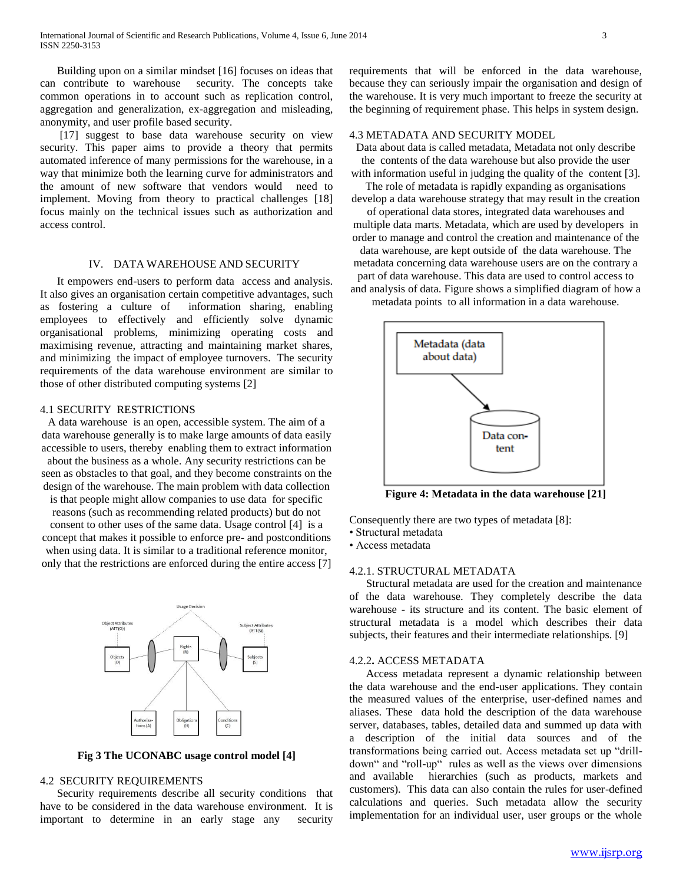Building upon on a similar mindset [16] focuses on ideas that can contribute to warehouse security. The concepts take common operations in to account such as replication control, aggregation and generalization, ex-aggregation and misleading, anonymity, and user profile based security.

[17] suggest to base data warehouse security on view security. This paper aims to provide a theory that permits automated inference of many permissions for the warehouse, in a way that minimize both the learning curve for administrators and the amount of new software that vendors would need to implement. Moving from theory to practical challenges [18] focus mainly on the technical issues such as authorization and access control.

## IV. DATA WAREHOUSE AND SECURITY

It empowers end-users to perform data access and analysis. It also gives an organisation certain competitive advantages, such as fostering a culture of information sharing, enabling employees to effectively and efficiently solve dynamic organisational problems, minimizing operating costs and maximising revenue, attracting and maintaining market shares, and minimizing the impact of employee turnovers. The security requirements of the data warehouse environment are similar to those of other distributed computing systems [2]

### 4.1 SECURITY RESTRICTIONS

A data warehouse is an open, accessible system. The aim of a data warehouse generally is to make large amounts of data easily accessible to users, thereby enabling them to extract information about the business as a whole. Any security restrictions can be seen as obstacles to that goal, and they become constraints on the design of the warehouse. The main problem with data collection is that people might allow companies to use data for specific reasons (such as recommending related products) but do not consent to other uses of the same data. Usage control [4] is a concept that makes it possible to enforce pre- and postconditions when using data. It is similar to a traditional reference monitor, only that the restrictions are enforced during the entire access [7]

**Fig 3 The UCONABC usage control model [4]**

### 4.2 SECURITY REQUIREMENTS

Security requirements describe all security conditions that have to be considered in the data warehouse environment. It is important to determine in an early stage any security requirements that will be enforced in the data warehouse, because they can seriously impair the organisation and design of the warehouse. It is very much important to freeze the security at the beginning of requirement phase. This helps in system design.

### 4.3 METADATA AND SECURITY MODEL

Data about data is called metadata, Metadata not only describe the contents of the data warehouse but also provide the user with information useful in judging the quality of the content [3]. The role of metadata is rapidly expanding as organisations develop a data warehouse strategy that may result in the creation of operational data stores, integrated data warehouses and multiple data marts. Metadata, which are used by developers in order to manage and control the creation and maintenance of the data warehouse, are kept outside of the data warehouse. The metadata concerning data warehouse users are on the contrary a part of data warehouse. This data are used to control access to and analysis of data. Figure shows a simplified diagram of how a metadata points to all information in a data warehouse.

**Figure 4: Metadata in the data warehouse [21]**

Consequently there are two types of metadata [8]:

- Structural metadata
- Access metadata

#### 4.2.1. STRUCTURAL METADATA

Structural metadata are used for the creation and maintenance of the data warehouse. They completely describe the data warehouse - its structure and its content. The basic element of structural metadata is a model which describes their data subjects, their features and their intermediate relationships. [9]

#### 4.2.2. ACCESS METADATA

Access metadata represent a dynamic relationship between the data warehouse and the end-user applications. They contain the measured values of the enterprise, user-defined names and aliases. These data hold the description of the data warehouse server, databases, tables, detailed data and summed up data with a description of the initial data sources and of the transformations being carried out. Access metadata set up "drill-down" and "roll-up" rules as well as the views over dimensions and available hierarchies (such as products, markets and customers). This data can also contain the rules for user-defined calculations and queries. Such metadata allow the security implementation for an individual user, user groups or the whole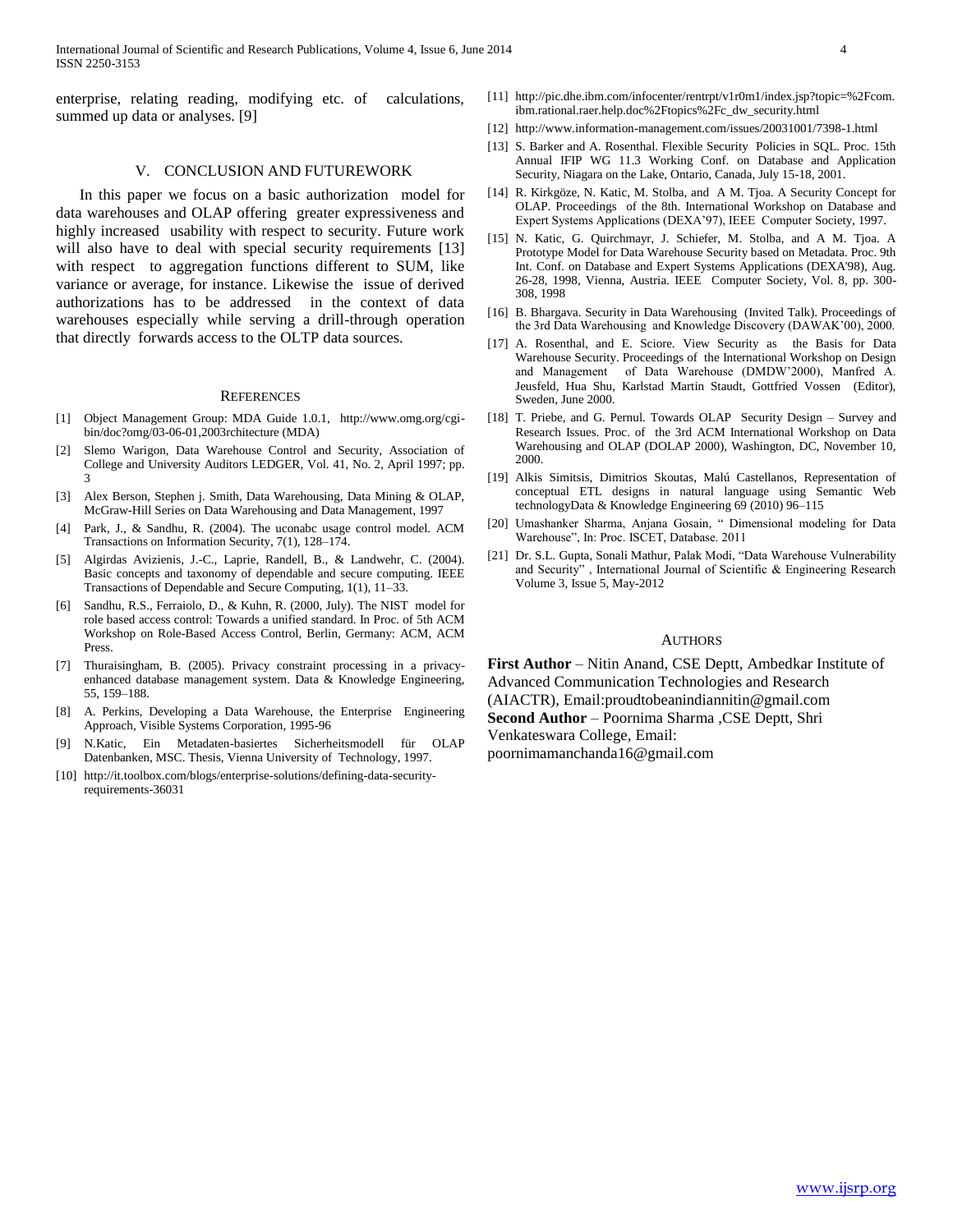enterprise, relating reading, modifying etc. of calculations, summed up data or analyses. [9]

## V. CONCLUSION AND FUTUREWORK

In this paper we focus on a basic authorization model for data warehouses and OLAP offering greater expressiveness and highly increased usability with respect to security. Future work will also have to deal with special security requirements [13] with respect to aggregation functions different to SUM, like variance or average, for instance. Likewise the issue of derived authorizations has to be addressed in the context of data warehouses especially while serving a drill-through operation that directly forwards access to the OLTP data sources.

## REFERENCES

[1] Object Management Group: MDA Guide 1.0.1, http://www.omg.org/cgi-bin/doc?omg/03-06-01,2003rchitecture (MDA)

[2] Slemo Warigon, Data Warehouse Control and Security, Association of College and University Auditors LEDGER, Vol. 41, No. 2, April 1997; pp. 3

[3] Alex Berson, Stephen j. Smith, Data Warehousing, Data Mining & OLAP, McGraw-Hill Series on Data Warehousing and Data Management, 1997

[4] Park, J., & Sandhu, R. (2004). The uconabc usage control model. ACM Transactions on Information Security, 7(1), 128–174.

[5] Algirdas Avizienis, J.-C., Laprie, Randell, B., & Landwehr, C. (2004). Basic concepts and taxonomy of dependable and secure computing. IEEE Transactions of Dependable and Secure Computing, 1(1), 11–33.

[6] Sandhu, R.S., Ferraiolo, D., & Kuhn, R. (2000, July). The NIST model for role based access control: Towards a unified standard. In Proc. of 5th ACM Workshop on Role-Based Access Control, Berlin, Germany: ACM, ACM Press.

[7] Thuraisingham, B. (2005). Privacy constraint processing in a privacy-enhanced database management system. Data & Knowledge Engineering, 55, 159–188.

[8] A. Perkins, Developing a Data Warehouse, the Enterprise Engineering Approach, Visible Systems Corporation, 1995-96

[9] N.Katic, Ein Metadaten-basiertes Sicherheitsmodell für OLAP Datenbanken, MSC. Thesis, Vienna University of Technology, 1997.

[10] http://it.toolbox.com/blogs/enterprise-solutions/defining-data-security-requirements-36031

[11] http://pic.dhe.ibm.com/infocenter/rentrpt/v1r0m1/index.jsp?topic=%2Fcom.ibm.rational.raer.help.doc%2Ftopics%2Fc_dw_security.html

[12] http://www.information-management.com/issues/20031001/7398-1.html

[13] S. Barker and A. Rosenthal. Flexible Security Policies in SQL. Proc. 15th Annual IFIP WG 11.3 Working Conf. on Database and Application Security, Niagara on the Lake, Ontario, Canada, July 15-18, 2001.

[14] R. Kirkgöze, N. Katic, M. Stolba, and A M. Tjoa. A Security Concept for OLAP. Proceedings of the 8th. International Workshop on Database and Expert Systems Applications (DEXA'97), IEEE Computer Society, 1997.

[15] N. Katic, G. Quirchmayr, J. Schiefer, M. Stolba, and A M. Tjoa. A Prototype Model for Data Warehouse Security based on Metadata. Proc. 9th Int. Conf. on Database and Expert Systems Applications (DEXA'98), Aug. 26-28, 1998, Vienna, Austria. IEEE Computer Society, Vol. 8, pp. 300-308, 1998

[16] B. Bhargava. Security in Data Warehousing (Invited Talk). Proceedings of the 3rd Data Warehousing and Knowledge Discovery (DAWAK'00), 2000.

[17] A. Rosenthal, and E. Sciore. View Security as the Basis for Data Warehouse Security. Proceedings of the International Workshop on Design and Management of Data Warehouse (DMDW'2000), Manfred A. Jeusfeld, Hua Shu, Karlstad Martin Staudt, Gottfried Vossen (Editor), Sweden, June 2000.

[18] T. Priebe, and G. Pernul. Towards OLAP Security Design – Survey and Research Issues. Proc. of the 3rd ACM International Workshop on Data Warehousing and OLAP (DOLAP 2000), Washington, DC, November 10, 2000.

[19] Alkis Simitsis, Dimitrios Skoutas, Malú Castellanos, Representation of conceptual ETL designs in natural language using Semantic Web technologyData & Knowledge Engineering 69 (2010) 96–115

[20] Umashanker Sharma, Anjana Gosain, " Dimensional modeling for Data Warehouse", In: Proc. ISCET, Database. 2011

[21] Dr. S.L. Gupta, Sonali Mathur, Palak Modi, "Data Warehouse Vulnerability and Security" , International Journal of Scientific & Engineering Research Volume 3, Issue 5, May-2012

## AUTHORS

**First Author** – Nitin Anand, CSE Deptt, Ambedkar Institute of Advanced Communication Technologies and Research (AIACTR), Email:proudtobeanindiannitin@gmail.com

**Second Author** – Poornima Sharma ,CSE Deptt, Shri Venkateswara College, Email: poornimamanchanda16@gmail.com